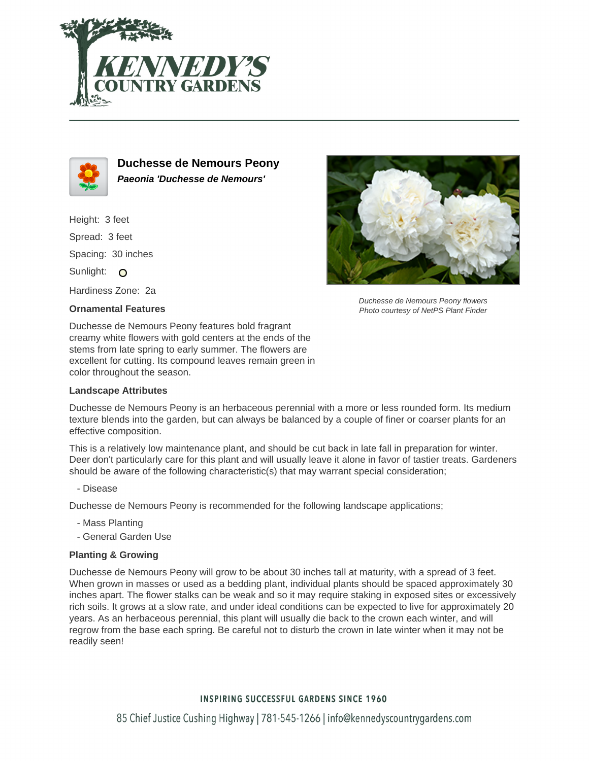# Duchesse de Nemours Peony

***Paeonia 'Duchesse de Nemours'***

Height: 3 feet

Spread: 3 feet

Spacing: 30 inches

Sunlight: O

Hardiness Zone: 2a

*Duchesse de Nemours Peony flowers*
*Photo courtesy of NetPS Plant Finder*

### Ornamental Features

Duchesse de Nemours Peony features bold fragrant creamy white flowers with gold centers at the ends of the stems from late spring to early summer. The flowers are excellent for cutting. Its compound leaves remain green in color throughout the season.

### Landscape Attributes

Duchesse de Nemours Peony is an herbaceous perennial with a more or less rounded form. Its medium texture blends into the garden, but can always be balanced by a couple of finer or coarser plants for an effective composition.

This is a relatively low maintenance plant, and should be cut back in late fall in preparation for winter. Deer don't particularly care for this plant and will usually leave it alone in favor of tastier treats. Gardeners should be aware of the following characteristic(s) that may warrant special consideration;

- Disease

Duchesse de Nemours Peony is recommended for the following landscape applications;

- Mass Planting
- General Garden Use

### Planting & Growing

Duchesse de Nemours Peony will grow to be about 30 inches tall at maturity, with a spread of 3 feet. When grown in masses or used as a bedding plant, individual plants should be spaced approximately 30 inches apart. The flower stalks can be weak and so it may require staking in exposed sites or excessively rich soils. It grows at a slow rate, and under ideal conditions can be expected to live for approximately 20 years. As an herbaceous perennial, this plant will usually die back to the crown each winter, and will regrow from the base each spring. Be careful not to disturb the crown in late winter when it may not be readily seen!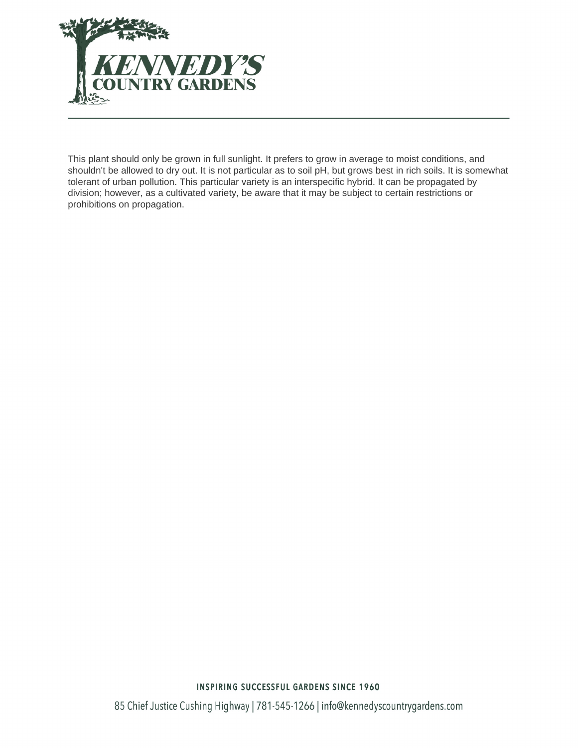This plant should only be grown in full sunlight. It prefers to grow in average to moist conditions, and shouldn't be allowed to dry out. It is not particular as to soil pH, but grows best in rich soils. It is somewhat tolerant of urban pollution. This particular variety is an interspecific hybrid. It can be propagated by division; however, as a cultivated variety, be aware that it may be subject to certain restrictions or prohibitions on propagation.